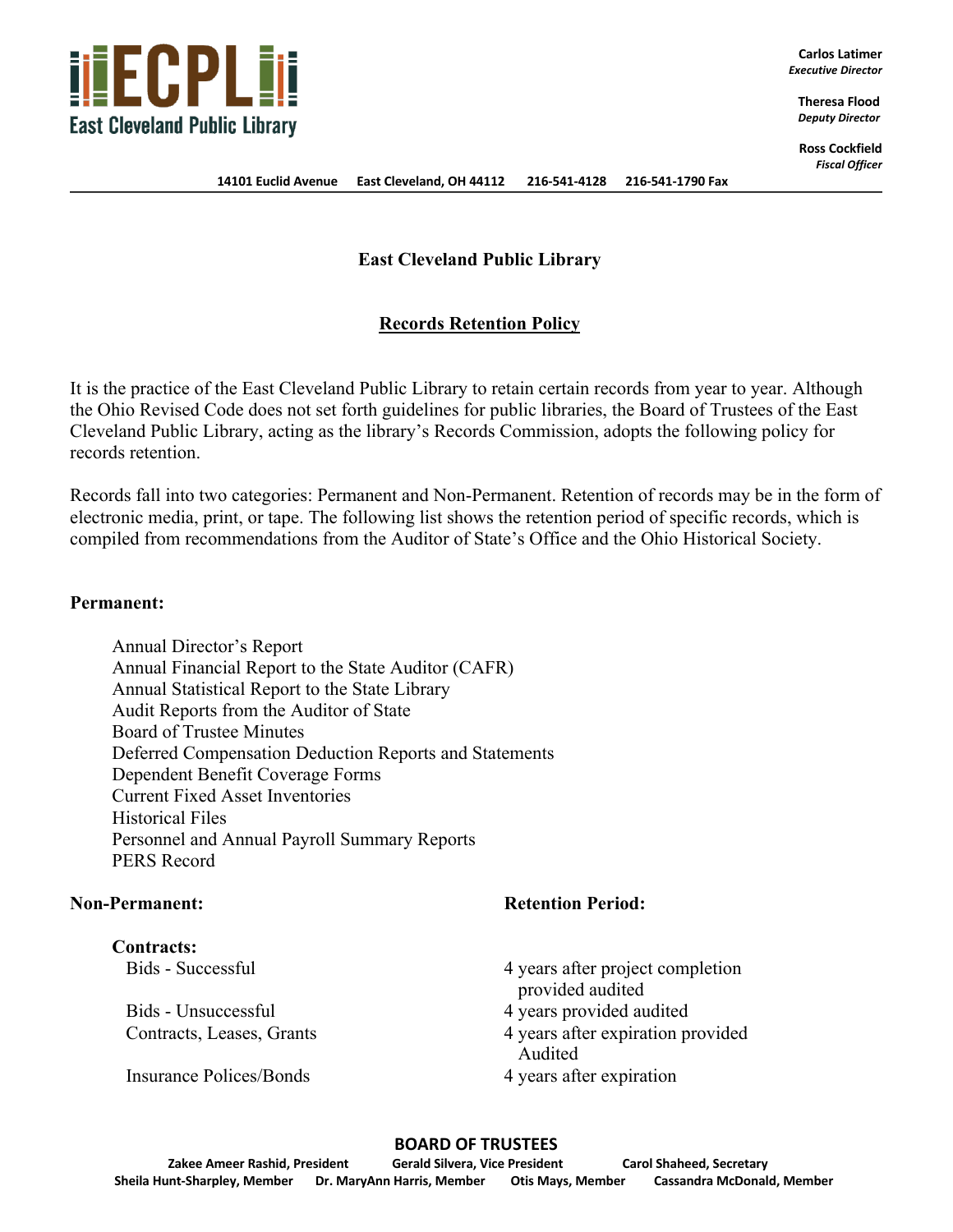**ECPL**
**East Cleveland Public Library**

**Carlos Latimer**
*Executive Director*

**Theresa Flood**
*Deputy Director*

**Ross Cockfield**
*Fiscal Officer*

**14101 Euclid Avenue East Cleveland, OH 44112 216-541-4128 216-541-1790 Fax**

# East Cleveland Public Library

## Records Retention Policy

It is the practice of the East Cleveland Public Library to retain certain records from year to year. Although the Ohio Revised Code does not set forth guidelines for public libraries, the Board of Trustees of the East Cleveland Public Library, acting as the library's Records Commission, adopts the following policy for records retention.

Records fall into two categories: Permanent and Non-Permanent. Retention of records may be in the form of electronic media, print, or tape. The following list shows the retention period of specific records, which is compiled from recommendations from the Auditor of State's Office and the Ohio Historical Society.

**Permanent:**

- Annual Director's Report
- Annual Financial Report to the State Auditor (CAFR)
- Annual Statistical Report to the State Library
- Audit Reports from the Auditor of State
- Board of Trustee Minutes
- Deferred Compensation Deduction Reports and Statements
- Dependent Benefit Coverage Forms
- Current Fixed Asset Inventories
- Historical Files
- Personnel and Annual Payroll Summary Reports
- PERS Record

| **Non-Permanent:** | **Retention Period:** |
|---|---|
| **Contracts:** | |
| Bids - Successful | 4 years after project completion provided audited |
| Bids - Unsuccessful | 4 years provided audited |
| Contracts, Leases, Grants | 4 years after expiration provided Audited |
| Insurance Polices/Bonds | 4 years after expiration |

**BOARD OF TRUSTEES**

**Zakee Ameer Rashid, President Gerald Silvera, Vice President Carol Shaheed, Secretary**
**Sheila Hunt-Sharpley, Member Dr. MaryAnn Harris, Member Otis Mays, Member Cassandra McDonald, Member**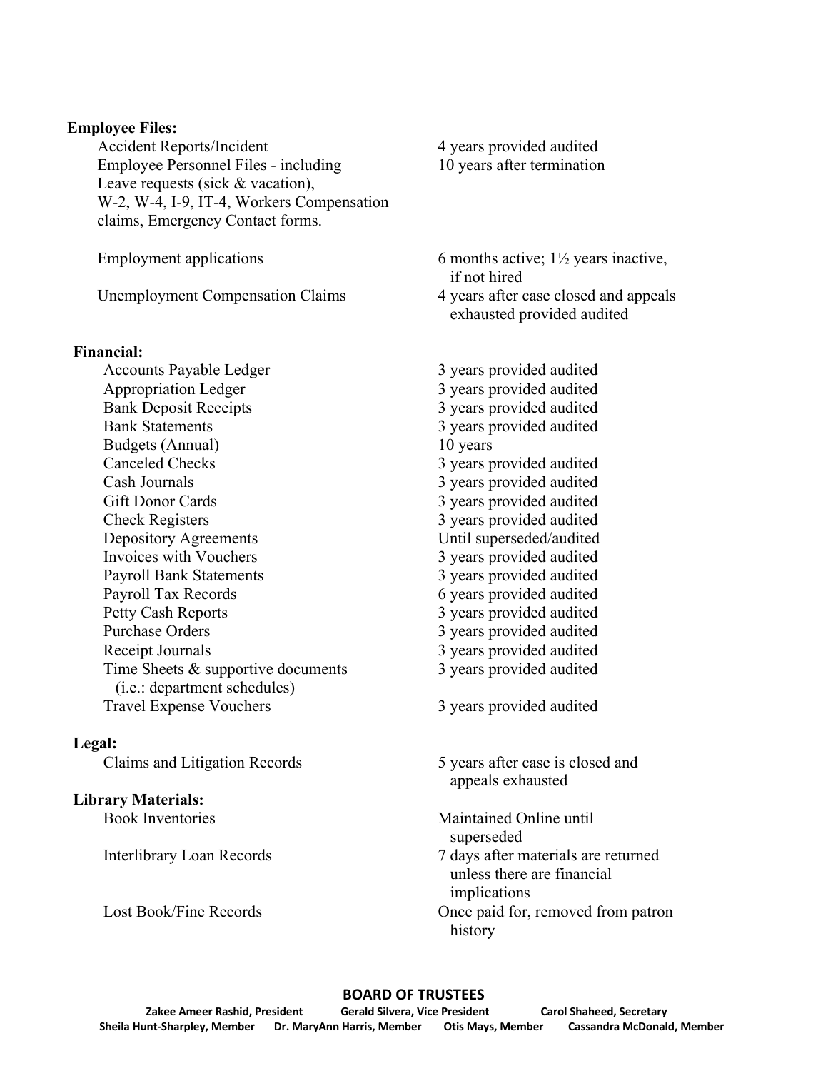**Employee Files:**

| | |
|---|---|
| Accident Reports/Incident | 4 years provided audited |
| Employee Personnel Files - including Leave requests (sick & vacation), W-2, W-4, I-9, IT-4, Workers Compensation claims, Emergency Contact forms. | 10 years after termination |
| Employment applications | 6 months active; 1½ years inactive, if not hired |
| Unemployment Compensation Claims | 4 years after case closed and appeals exhausted provided audited |

**Financial:**

| | |
|---|---|
| Accounts Payable Ledger | 3 years provided audited |
| Appropriation Ledger | 3 years provided audited |
| Bank Deposit Receipts | 3 years provided audited |
| Bank Statements | 3 years provided audited |
| Budgets (Annual) | 10 years |
| Canceled Checks | 3 years provided audited |
| Cash Journals | 3 years provided audited |
| Gift Donor Cards | 3 years provided audited |
| Check Registers | 3 years provided audited |
| Depository Agreements | Until superseded/audited |
| Invoices with Vouchers | 3 years provided audited |
| Payroll Bank Statements | 3 years provided audited |
| Payroll Tax Records | 6 years provided audited |
| Petty Cash Reports | 3 years provided audited |
| Purchase Orders | 3 years provided audited |
| Receipt Journals | 3 years provided audited |
| Time Sheets & supportive documents (i.e.: department schedules) | 3 years provided audited |
| Travel Expense Vouchers | 3 years provided audited |

**Legal:**

| | |
|---|---|
| Claims and Litigation Records | 5 years after case is closed and appeals exhausted |

**Library Materials:**

| | |
|---|---|
| Book Inventories | Maintained Online until superseded |
| Interlibrary Loan Records | 7 days after materials are returned unless there are financial implications |
| Lost Book/Fine Records | Once paid for, removed from patron history |

**BOARD OF TRUSTEES**

**Zakee Ameer Rashid, President Gerald Silvera, Vice President Carol Shaheed, Secretary**
**Sheila Hunt-Sharpley, Member Dr. MaryAnn Harris, Member Otis Mays, Member Cassandra McDonald, Member**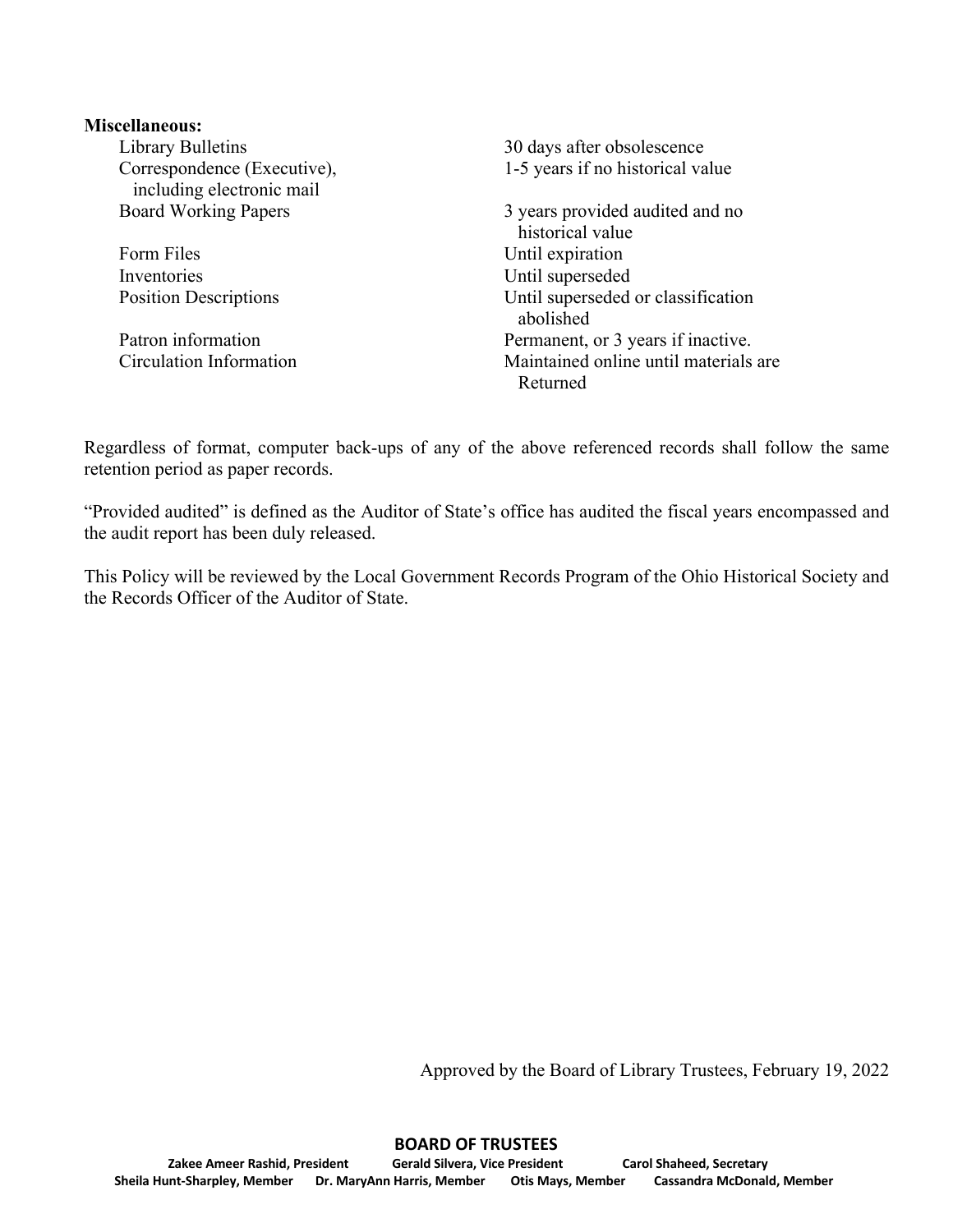**Miscellaneous:**

| | |
|---|---|
| Library Bulletins | 30 days after obsolescence |
| Correspondence (Executive), including electronic mail | 1-5 years if no historical value |
| Board Working Papers | 3 years provided audited and no historical value |
| Form Files | Until expiration |
| Inventories | Until superseded |
| Position Descriptions | Until superseded or classification abolished |
| Patron information | Permanent, or 3 years if inactive. |
| Circulation Information | Maintained online until materials are Returned |

Regardless of format, computer back-ups of any of the above referenced records shall follow the same retention period as paper records.

"Provided audited" is defined as the Auditor of State's office has audited the fiscal years encompassed and the audit report has been duly released.

This Policy will be reviewed by the Local Government Records Program of the Ohio Historical Society and the Records Officer of the Auditor of State.

Approved by the Board of Library Trustees, February 19, 2022

**BOARD OF TRUSTEES**

**Zakee Ameer Rashid, President Gerald Silvera, Vice President Carol Shaheed, Secretary**
**Sheila Hunt-Sharpley, Member Dr. MaryAnn Harris, Member Otis Mays, Member Cassandra McDonald, Member**